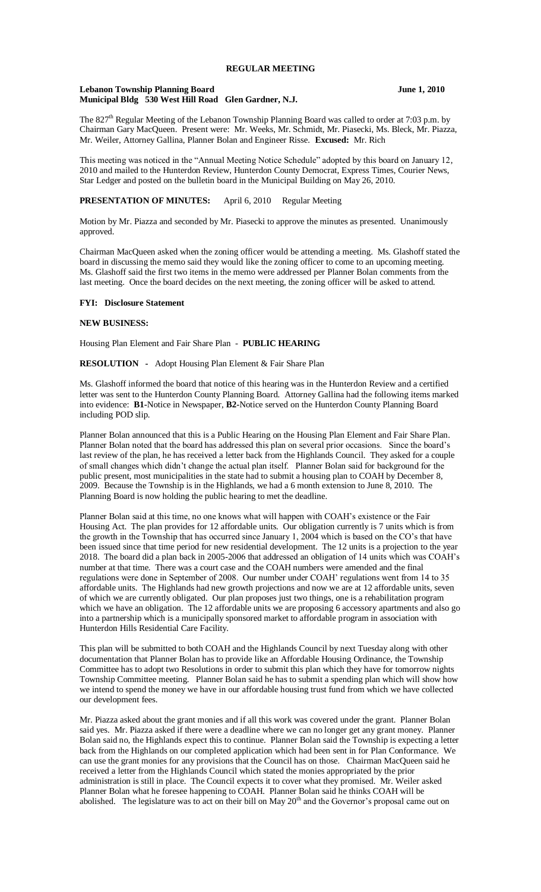# REGULAR MEETING

**Lebanon Township Planning Board** **June 1, 2010**
**Municipal Bldg 530 West Hill Road Glen Gardner, N.J.**

The 827th Regular Meeting of the Lebanon Township Planning Board was called to order at 7:03 p.m. by Chairman Gary MacQueen. Present were: Mr. Weeks, Mr. Schmidt, Mr. Piasecki, Ms. Bleck, Mr. Piazza, Mr. Weiler, Attorney Gallina, Planner Bolan and Engineer Risse. **Excused:** Mr. Rich

This meeting was noticed in the "Annual Meeting Notice Schedule" adopted by this board on January 12, 2010 and mailed to the Hunterdon Review, Hunterdon County Democrat, Express Times, Courier News, Star Ledger and posted on the bulletin board in the Municipal Building on May 26, 2010.

**PRESENTATION OF MINUTES:** April 6, 2010 Regular Meeting

Motion by Mr. Piazza and seconded by Mr. Piasecki to approve the minutes as presented. Unanimously approved.

Chairman MacQueen asked when the zoning officer would be attending a meeting. Ms. Glashoff stated the board in discussing the memo said they would like the zoning officer to come to an upcoming meeting. Ms. Glashoff said the first two items in the memo were addressed per Planner Bolan comments from the last meeting. Once the board decides on the next meeting, the zoning officer will be asked to attend.

**FYI: Disclosure Statement**

**NEW BUSINESS:**

Housing Plan Element and Fair Share Plan - **PUBLIC HEARING**

**RESOLUTION** - Adopt Housing Plan Element & Fair Share Plan

Ms. Glashoff informed the board that notice of this hearing was in the Hunterdon Review and a certified letter was sent to the Hunterdon County Planning Board. Attorney Gallina had the following items marked into evidence: **B1**-Notice in Newspaper, **B2**-Notice served on the Hunterdon County Planning Board including POD slip.

Planner Bolan announced that this is a Public Hearing on the Housing Plan Element and Fair Share Plan. Planner Bolan noted that the board has addressed this plan on several prior occasions. Since the board's last review of the plan, he has received a letter back from the Highlands Council. They asked for a couple of small changes which didn't change the actual plan itself. Planner Bolan said for background for the public present, most municipalities in the state had to submit a housing plan to COAH by December 8, 2009. Because the Township is in the Highlands, we had a 6 month extension to June 8, 2010. The Planning Board is now holding the public hearing to met the deadline.

Planner Bolan said at this time, no one knows what will happen with COAH's existence or the Fair Housing Act. The plan provides for 12 affordable units. Our obligation currently is 7 units which is from the growth in the Township that has occurred since January 1, 2004 which is based on the CO's that have been issued since that time period for new residential development. The 12 units is a projection to the year 2018. The board did a plan back in 2005-2006 that addressed an obligation of 14 units which was COAH's number at that time. There was a court case and the COAH numbers were amended and the final regulations were done in September of 2008. Our number under COAH' regulations went from 14 to 35 affordable units. The Highlands had new growth projections and now we are at 12 affordable units, seven of which we are currently obligated. Our plan proposes just two things, one is a rehabilitation program which we have an obligation. The 12 affordable units we are proposing 6 accessory apartments and also go into a partnership which is a municipally sponsored market to affordable program in association with Hunterdon Hills Residential Care Facility.

This plan will be submitted to both COAH and the Highlands Council by next Tuesday along with other documentation that Planner Bolan has to provide like an Affordable Housing Ordinance, the Township Committee has to adopt two Resolutions in order to submit this plan which they have for tomorrow nights Township Committee meeting. Planner Bolan said he has to submit a spending plan which will show how we intend to spend the money we have in our affordable housing trust fund from which we have collected our development fees.

Mr. Piazza asked about the grant monies and if all this work was covered under the grant. Planner Bolan said yes. Mr. Piazza asked if there were a deadline where we can no longer get any grant money. Planner Bolan said no, the Highlands expect this to continue. Planner Bolan said the Township is expecting a letter back from the Highlands on our completed application which had been sent in for Plan Conformance. We can use the grant monies for any provisions that the Council has on those. Chairman MacQueen said he received a letter from the Highlands Council which stated the monies appropriated by the prior administration is still in place. The Council expects it to cover what they promised. Mr. Weiler asked Planner Bolan what he foresee happening to COAH. Planner Bolan said he thinks COAH will be abolished. The legislature was to act on their bill on May 20th and the Governor's proposal came out on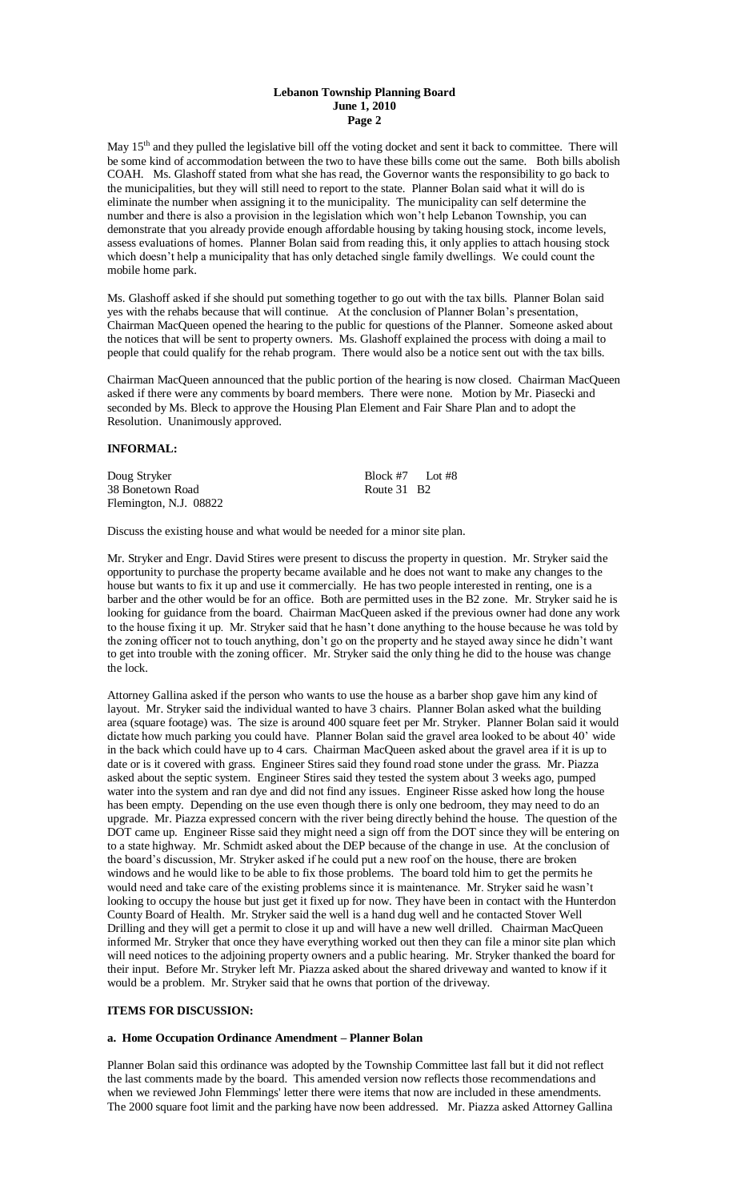May 15th and they pulled the legislative bill off the voting docket and sent it back to committee. There will be some kind of accommodation between the two to have these bills come out the same. Both bills abolish COAH. Ms. Glashoff stated from what she has read, the Governor wants the responsibility to go back to the municipalities, but they will still need to report to the state. Planner Bolan said what it will do is eliminate the number when assigning it to the municipality. The municipality can self determine the number and there is also a provision in the legislation which won't help Lebanon Township, you can demonstrate that you already provide enough affordable housing by taking housing stock, income levels, assess evaluations of homes. Planner Bolan said from reading this, it only applies to attach housing stock which doesn't help a municipality that has only detached single family dwellings. We could count the mobile home park.

Ms. Glashoff asked if she should put something together to go out with the tax bills. Planner Bolan said yes with the rehabs because that will continue. At the conclusion of Planner Bolan's presentation, Chairman MacQueen opened the hearing to the public for questions of the Planner. Someone asked about the notices that will be sent to property owners. Ms. Glashoff explained the process with doing a mail to people that could qualify for the rehab program. There would also be a notice sent out with the tax bills.

Chairman MacQueen announced that the public portion of the hearing is now closed. Chairman MacQueen asked if there were any comments by board members. There were none. Motion by Mr. Piasecki and seconded by Ms. Bleck to approve the Housing Plan Element and Fair Share Plan and to adopt the Resolution. Unanimously approved.

## INFORMAL:

| | |
|---|---|
| Doug Stryker | Block #7 Lot #8 |
| 38 Bonetown Road | Route 31 B2 |
| Flemington, N.J. 08822 | |

Discuss the existing house and what would be needed for a minor site plan.

Mr. Stryker and Engr. David Stires were present to discuss the property in question. Mr. Stryker said the opportunity to purchase the property became available and he does not want to make any changes to the house but wants to fix it up and use it commercially. He has two people interested in renting, one is a barber and the other would be for an office. Both are permitted uses in the B2 zone. Mr. Stryker said he is looking for guidance from the board. Chairman MacQueen asked if the previous owner had done any work to the house fixing it up. Mr. Stryker said that he hasn't done anything to the house because he was told by the zoning officer not to touch anything, don't go on the property and he stayed away since he didn't want to get into trouble with the zoning officer. Mr. Stryker said the only thing he did to the house was change the lock.

Attorney Gallina asked if the person who wants to use the house as a barber shop gave him any kind of layout. Mr. Stryker said the individual wanted to have 3 chairs. Planner Bolan asked what the building area (square footage) was. The size is around 400 square feet per Mr. Stryker. Planner Bolan said it would dictate how much parking you could have. Planner Bolan said the gravel area looked to be about 40' wide in the back which could have up to 4 cars. Chairman MacQueen asked about the gravel area if it is up to date or is it covered with grass. Engineer Stires said they found road stone under the grass. Mr. Piazza asked about the septic system. Engineer Stires said they tested the system about 3 weeks ago, pumped water into the system and ran dye and did not find any issues. Engineer Risse asked how long the house has been empty. Depending on the use even though there is only one bedroom, they may need to do an upgrade. Mr. Piazza expressed concern with the river being directly behind the house. The question of the DOT came up. Engineer Risse said they might need a sign off from the DOT since they will be entering on to a state highway. Mr. Schmidt asked about the DEP because of the change in use. At the conclusion of the board's discussion, Mr. Stryker asked if he could put a new roof on the house, there are broken windows and he would like to be able to fix those problems. The board told him to get the permits he would need and take care of the existing problems since it is maintenance. Mr. Stryker said he wasn't looking to occupy the house but just get it fixed up for now. They have been in contact with the Hunterdon County Board of Health. Mr. Stryker said the well is a hand dug well and he contacted Stover Well Drilling and they will get a permit to close it up and will have a new well drilled. Chairman MacQueen informed Mr. Stryker that once they have everything worked out then they can file a minor site plan which will need notices to the adjoining property owners and a public hearing. Mr. Stryker thanked the board for their input. Before Mr. Stryker left Mr. Piazza asked about the shared driveway and wanted to know if it would be a problem. Mr. Stryker said that he owns that portion of the driveway.

## ITEMS FOR DISCUSSION:

### a. Home Occupation Ordinance Amendment – Planner Bolan

Planner Bolan said this ordinance was adopted by the Township Committee last fall but it did not reflect the last comments made by the board. This amended version now reflects those recommendations and when we reviewed John Flemmings' letter there were items that now are included in these amendments. The 2000 square foot limit and the parking have now been addressed. Mr. Piazza asked Attorney Gallina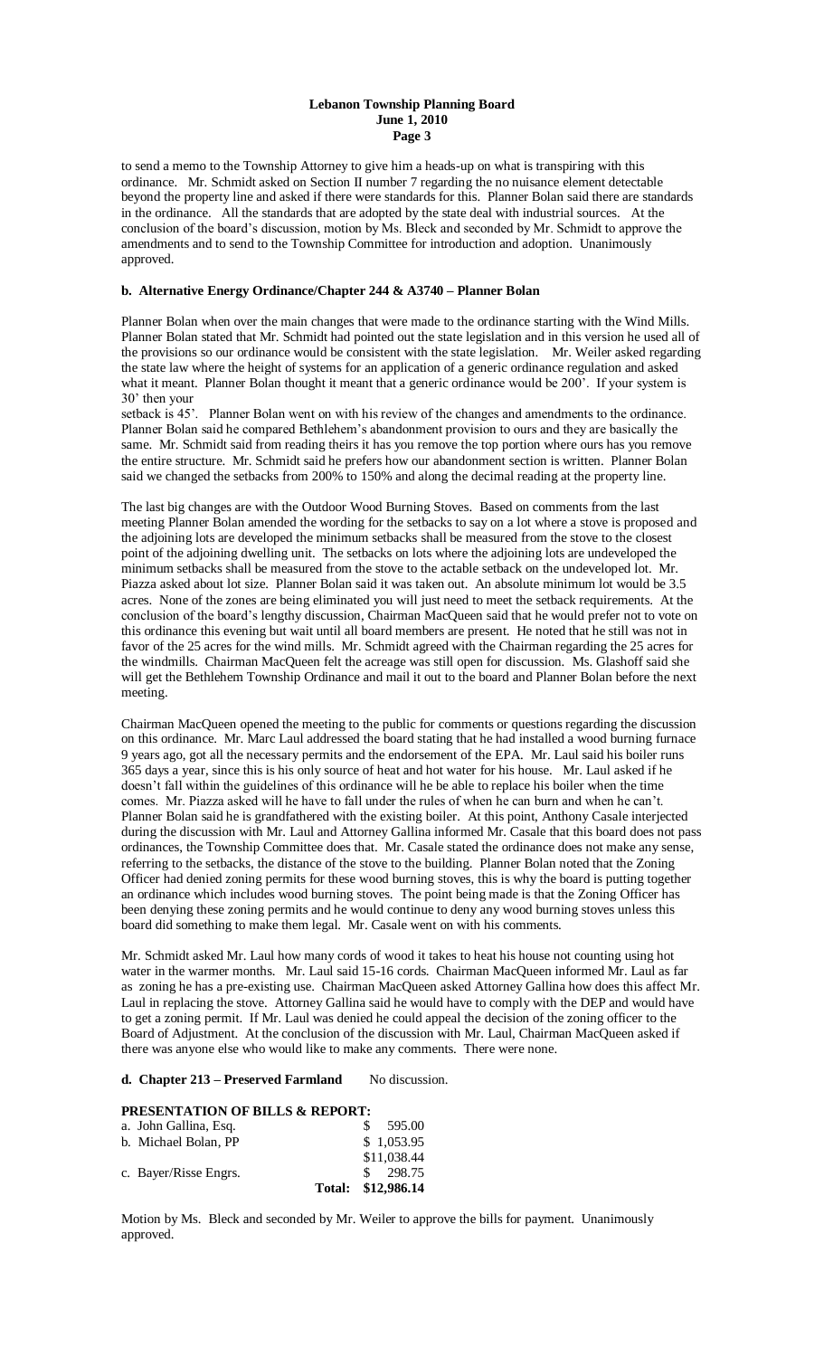to send a memo to the Township Attorney to give him a heads-up on what is transpiring with this ordinance. Mr. Schmidt asked on Section II number 7 regarding the no nuisance element detectable beyond the property line and asked if there were standards for this. Planner Bolan said there are standards in the ordinance. All the standards that are adopted by the state deal with industrial sources. At the conclusion of the board's discussion, motion by Ms. Bleck and seconded by Mr. Schmidt to approve the amendments and to send to the Township Committee for introduction and adoption. Unanimously approved.

**b. Alternative Energy Ordinance/Chapter 244 & A3740 – Planner Bolan**

Planner Bolan when over the main changes that were made to the ordinance starting with the Wind Mills. Planner Bolan stated that Mr. Schmidt had pointed out the state legislation and in this version he used all of the provisions so our ordinance would be consistent with the state legislation. Mr. Weiler asked regarding the state law where the height of systems for an application of a generic ordinance regulation and asked what it meant. Planner Bolan thought it meant that a generic ordinance would be 200'. If your system is 30' then your

setback is 45'. Planner Bolan went on with his review of the changes and amendments to the ordinance. Planner Bolan said he compared Bethlehem's abandonment provision to ours and they are basically the same. Mr. Schmidt said from reading theirs it has you remove the top portion where ours has you remove the entire structure. Mr. Schmidt said he prefers how our abandonment section is written. Planner Bolan said we changed the setbacks from 200% to 150% and along the decimal reading at the property line.

The last big changes are with the Outdoor Wood Burning Stoves. Based on comments from the last meeting Planner Bolan amended the wording for the setbacks to say on a lot where a stove is proposed and the adjoining lots are developed the minimum setbacks shall be measured from the stove to the closest point of the adjoining dwelling unit. The setbacks on lots where the adjoining lots are undeveloped the minimum setbacks shall be measured from the stove to the actable setback on the undeveloped lot. Mr. Piazza asked about lot size. Planner Bolan said it was taken out. An absolute minimum lot would be 3.5 acres. None of the zones are being eliminated you will just need to meet the setback requirements. At the conclusion of the board's lengthy discussion, Chairman MacQueen said that he would prefer not to vote on this ordinance this evening but wait until all board members are present. He noted that he still was not in favor of the 25 acres for the wind mills. Mr. Schmidt agreed with the Chairman regarding the 25 acres for the windmills. Chairman MacQueen felt the acreage was still open for discussion. Ms. Glashoff said she will get the Bethlehem Township Ordinance and mail it out to the board and Planner Bolan before the next meeting.

Chairman MacQueen opened the meeting to the public for comments or questions regarding the discussion on this ordinance. Mr. Marc Laul addressed the board stating that he had installed a wood burning furnace 9 years ago, got all the necessary permits and the endorsement of the EPA. Mr. Laul said his boiler runs 365 days a year, since this is his only source of heat and hot water for his house. Mr. Laul asked if he doesn't fall within the guidelines of this ordinance will he be able to replace his boiler when the time comes. Mr. Piazza asked will he have to fall under the rules of when he can burn and when he can't. Planner Bolan said he is grandfathered with the existing boiler. At this point, Anthony Casale interjected during the discussion with Mr. Laul and Attorney Gallina informed Mr. Casale that this board does not pass ordinances, the Township Committee does that. Mr. Casale stated the ordinance does not make any sense, referring to the setbacks, the distance of the stove to the building. Planner Bolan noted that the Zoning Officer had denied zoning permits for these wood burning stoves, this is why the board is putting together an ordinance which includes wood burning stoves. The point being made is that the Zoning Officer has been denying these zoning permits and he would continue to deny any wood burning stoves unless this board did something to make them legal. Mr. Casale went on with his comments.

Mr. Schmidt asked Mr. Laul how many cords of wood it takes to heat his house not counting using hot water in the warmer months. Mr. Laul said 15-16 cords. Chairman MacQueen informed Mr. Laul as far as zoning he has a pre-existing use. Chairman MacQueen asked Attorney Gallina how does this affect Mr. Laul in replacing the stove. Attorney Gallina said he would have to comply with the DEP and would have to get a zoning permit. If Mr. Laul was denied he could appeal the decision of the zoning officer to the Board of Adjustment. At the conclusion of the discussion with Mr. Laul, Chairman MacQueen asked if there was anyone else who would like to make any comments. There were none.

**d. Chapter 213 – Preserved Farmland** No discussion.

**PRESENTATION OF BILLS & REPORT:**

| | | |
|---|---|---|
| a. John Gallina, Esq. | | $ 595.00 |
| b. Michael Bolan, PP | | $ 1,053.95 |
| | | $11,038.44 |
| c. Bayer/Risse Engrs. | | $ 298.75 |
| | **Total:** | **$12,986.14** |

Motion by Ms. Bleck and seconded by Mr. Weiler to approve the bills for payment. Unanimously approved.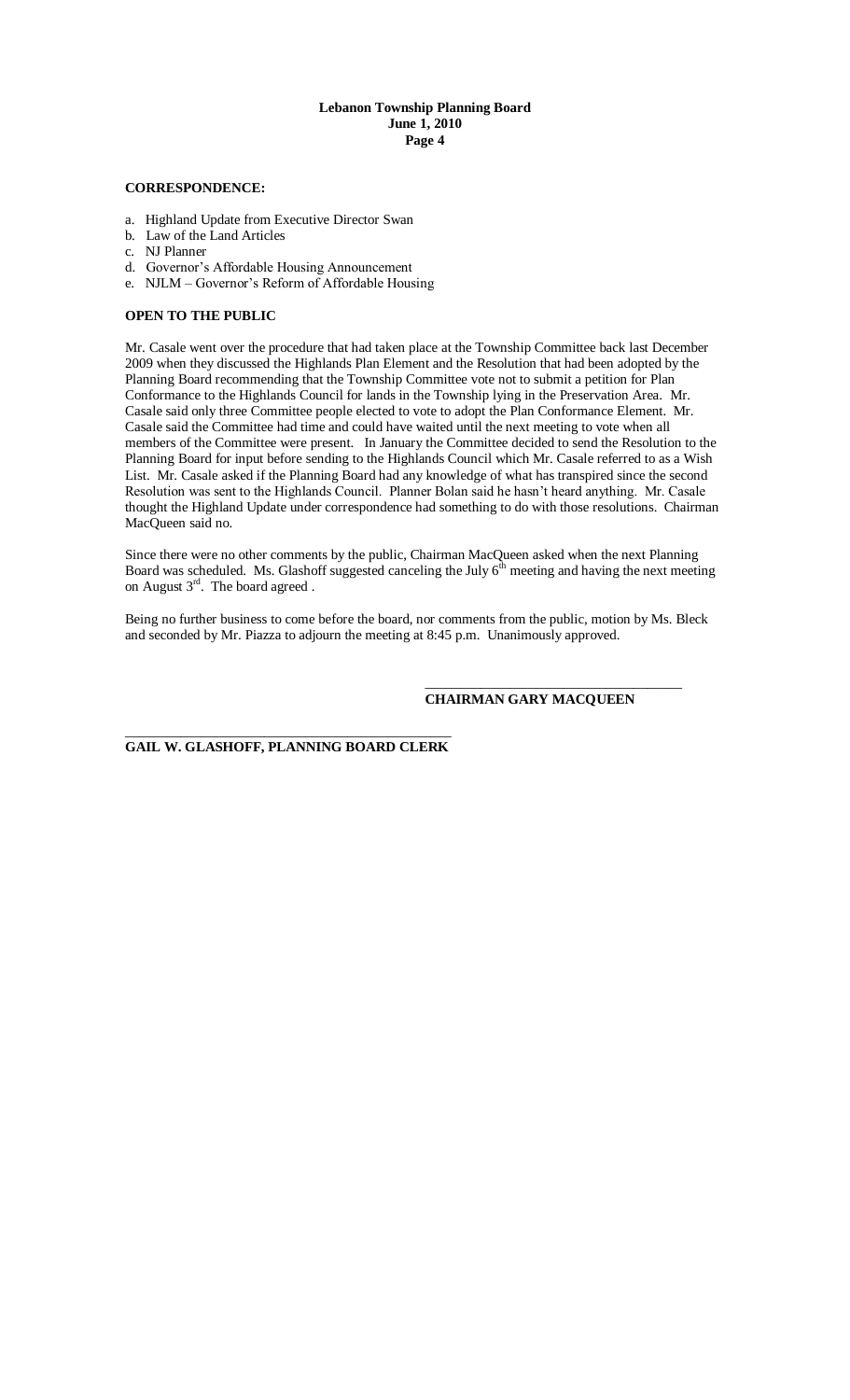## CORRESPONDENCE:

a. Highland Update from Executive Director Swan
b. Law of the Land Articles
c. NJ Planner
d. Governor's Affordable Housing Announcement
e. NJLM – Governor's Reform of Affordable Housing

## OPEN TO THE PUBLIC

Mr. Casale went over the procedure that had taken place at the Township Committee back last December 2009 when they discussed the Highlands Plan Element and the Resolution that had been adopted by the Planning Board recommending that the Township Committee vote not to submit a petition for Plan Conformance to the Highlands Council for lands in the Township lying in the Preservation Area. Mr. Casale said only three Committee people elected to vote to adopt the Plan Conformance Element. Mr. Casale said the Committee had time and could have waited until the next meeting to vote when all members of the Committee were present. In January the Committee decided to send the Resolution to the Planning Board for input before sending to the Highlands Council which Mr. Casale referred to as a Wish List. Mr. Casale asked if the Planning Board had any knowledge of what has transpired since the second Resolution was sent to the Highlands Council. Planner Bolan said he hasn't heard anything. Mr. Casale thought the Highland Update under correspondence had something to do with those resolutions. Chairman MacQueen said no.

Since there were no other comments by the public, Chairman MacQueen asked when the next Planning Board was scheduled. Ms. Glashoff suggested canceling the July 6th meeting and having the next meeting on August 3rd. The board agreed .

Being no further business to come before the board, nor comments from the public, motion by Ms. Bleck and seconded by Mr. Piazza to adjourn the meeting at 8:45 p.m. Unanimously approved.

\_\_\_\_\_\_\_\_\_\_\_\_\_\_\_\_\_\_\_\_\_\_\_\_\_\_\_\_\_\_\_\_\_\_\_\_\_\_
**CHAIRMAN GARY MACQUEEN**

\_\_\_\_\_\_\_\_\_\_\_\_\_\_\_\_\_\_\_\_\_\_\_\_\_\_\_\_\_\_\_\_\_\_\_\_\_\_
**GAIL W. GLASHOFF, PLANNING BOARD CLERK**